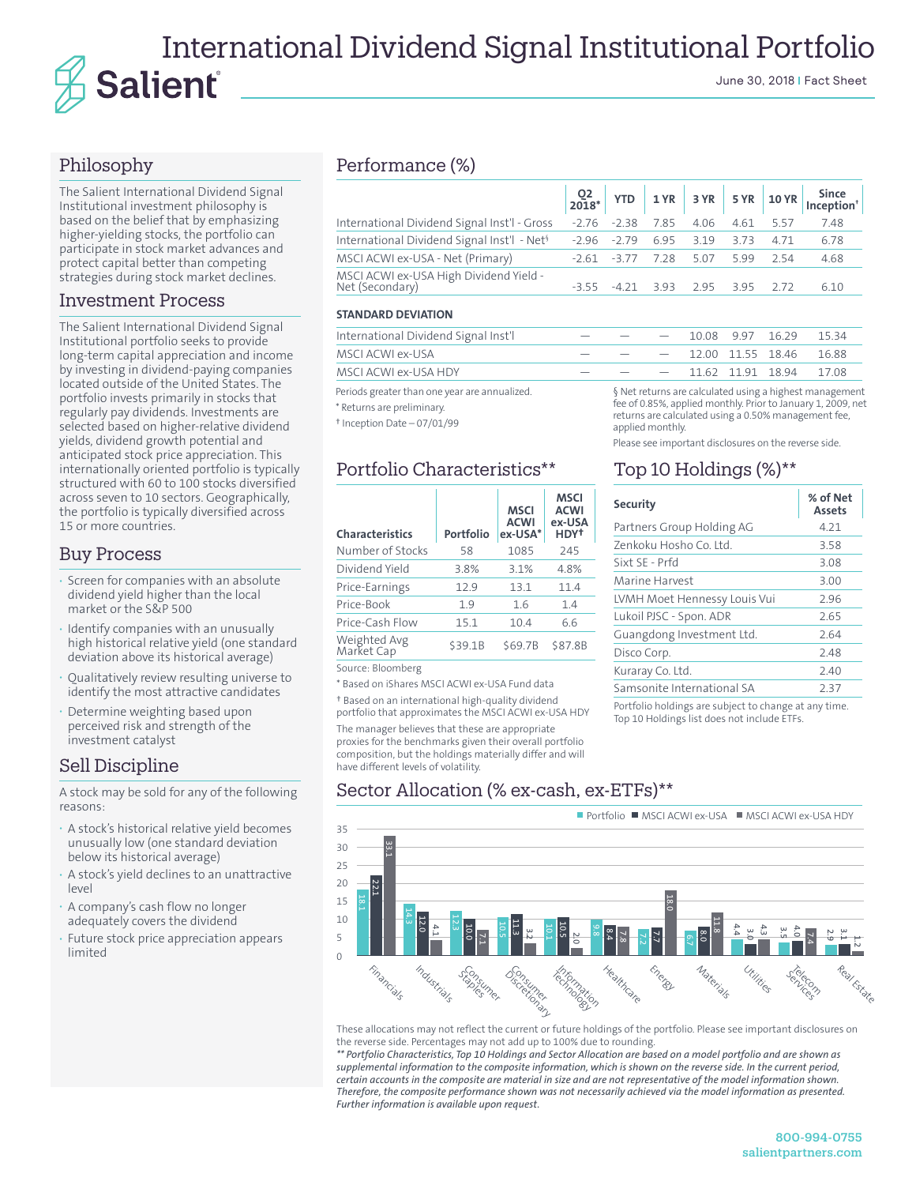# International Dividend Signal Institutional Portfolio

**Salient**

June 30, 2018 | Fact Sheet

## Philosophy

The Salient International Dividend Signal Institutional investment philosophy is based on the belief that by emphasizing higher-yielding stocks, the portfolio can participate in stock market advances and protect capital better than competing strategies during stock market declines.

## Investment Process

The Salient International Dividend Signal Institutional portfolio seeks to provide long-term capital appreciation and income by investing in dividend-paying companies located outside of the United States. The portfolio invests primarily in stocks that regularly pay dividends. Investments are selected based on higher-relative dividend yields, dividend growth potential and anticipated stock price appreciation. This internationally oriented portfolio is typically structured with 60 to 100 stocks diversified across seven to 10 sectors. Geographically, the portfolio is typically diversified across 15 or more countries.

## Buy Process

- Screen for companies with an absolute dividend yield higher than the local market or the S&P 500
- Identify companies with an unusually high historical relative yield (one standard deviation above its historical average)
- Qualitatively review resulting universe to identify the most attractive candidates
- Determine weighting based upon perceived risk and strength of the investment catalyst

## Sell Discipline

A stock may be sold for any of the following reasons:

- A stock's historical relative yield becomes unusually low (one standard deviation below its historical average)
- A stock's yield declines to an unattractive level
- A company's cash flow no longer adequately covers the dividend
- Future stock price appreciation appears limited

## Performance (%)

| | Q2 2018* | YTD | 1 YR | 3 YR | 5 YR | 10 YR | Since Inception† |
|---|---|---|---|---|---|---|---|
| International Dividend Signal Inst'l - Gross | -2.76 | -2.38 | 7.85 | 4.06 | 4.61 | 5.57 | 7.48 |
| International Dividend Signal Inst'l - Net§ | -2.96 | -2.79 | 6.95 | 3.19 | 3.73 | 4.71 | 6.78 |
| MSCI ACWI ex-USA - Net (Primary) | -2.61 | -3.77 | 7.28 | 5.07 | 5.99 | 2.54 | 4.68 |
| MSCI ACWI ex-USA High Dividend Yield - Net (Secondary) | -3.55 | -4.21 | 3.93 | 2.95 | 3.95 | 2.72 | 6.10 |
| **STANDARD DEVIATION** | | | | | | | |
| International Dividend Signal Inst'l | — | — | — | 10.08 | 9.97 | 16.29 | 15.34 |
| MSCI ACWI ex-USA | — | — | — | 12.00 | 11.55 | 18.46 | 16.88 |
| MSCI ACWI ex-USA HDY | — | — | — | 11.62 | 11.91 | 18.94 | 17.08 |

Periods greater than one year are annualized.

* Returns are preliminary.

† Inception Date – 07/01/99

§ Net returns are calculated using a highest management fee of 0.85%, applied monthly. Prior to January 1, 2009, net returns are calculated using a 0.50% management fee, applied monthly.

Please see important disclosures on the reverse side.

## Portfolio Characteristics**

| Characteristics | Portfolio | MSCI ACWI ex-USA* | MSCI ACWI ex-USA HDY† |
|---|---|---|---|
| Number of Stocks | 58 | 1085 | 245 |
| Dividend Yield | 3.8% | 3.1% | 4.8% |
| Price-Earnings | 12.9 | 13.1 | 11.4 |
| Price-Book | 1.9 | 1.6 | 1.4 |
| Price-Cash Flow | 15.1 | 10.4 | 6.6 |
| Weighted Avg Market Cap | $39.1B | $69.7B | $87.8B |

Source: Bloomberg

* Based on iShares MSCI ACWI ex-USA Fund data

† Based on an international high-quality dividend portfolio that approximates the MSCI ACWI ex-USA HDY

The manager believes that these are appropriate proxies for the benchmarks given their overall portfolio composition, but the holdings materially differ and will have different levels of volatility.

## Top 10 Holdings (%)**

| Security | % of Net Assets |
|---|---|
| Partners Group Holding AG | 4.21 |
| Zenkoku Hosho Co. Ltd. | 3.58 |
| Sixt SE - Prfd | 3.08 |
| Marine Harvest | 3.00 |
| LVMH Moet Hennessy Louis Vui | 2.96 |
| Lukoil PJSC - Spon. ADR | 2.65 |
| Guangdong Investment Ltd. | 2.64 |
| Disco Corp. | 2.48 |
| Kuraray Co. Ltd. | 2.40 |
| Samsonite International SA | 2.37 |

Portfolio holdings are subject to change at any time. Top 10 Holdings list does not include ETFs.

## Sector Allocation (% ex-cash, ex-ETFs)**

| Sector | Portfolio | MSCI ACWI ex-USA | MSCI ACWI ex-USA HDY |
|---|---|---|---|
| Financials | 18.1 | 22.1 | 33.1 |
| Industrials | 14.3 | 12.0 | 4.1 |
| Consumer Staples | 12.3 | 10.0 | 7.1 |
| Consumer Discretionary | 10.5 | 11.3 | 3.2 |
| Information Technology | 10.1 | 10.5 | 2.0 |
| Healthcare | 9.8 | 8.4 | 7.8 |
| Energy | 7.2 | 7.7 | 18.0 |
| Materials | 6.7 | 8.0 | 11.8 |
| Utilities | 4.4 | 3.0 | 4.3 |
| Telecom Services | 3.5 | 4.0 | 7.4 |
| Real Estate | 2.9 | 3.1 | 1.2 |

These allocations may not reflect the current or future holdings of the portfolio. Please see important disclosures on the reverse side. Percentages may not add up to 100% due to rounding.

*** Portfolio Characteristics, Top 10 Holdings and Sector Allocation are based on a model portfolio and are shown as supplemental information to the composite information, which is shown on the reverse side. In the current period, certain accounts in the composite are material in size and are not representative of the model information shown. Therefore, the composite performance shown was not necessarily achieved via the model information as presented. Further information is available upon request.*

800-994-0755
salientpartners.com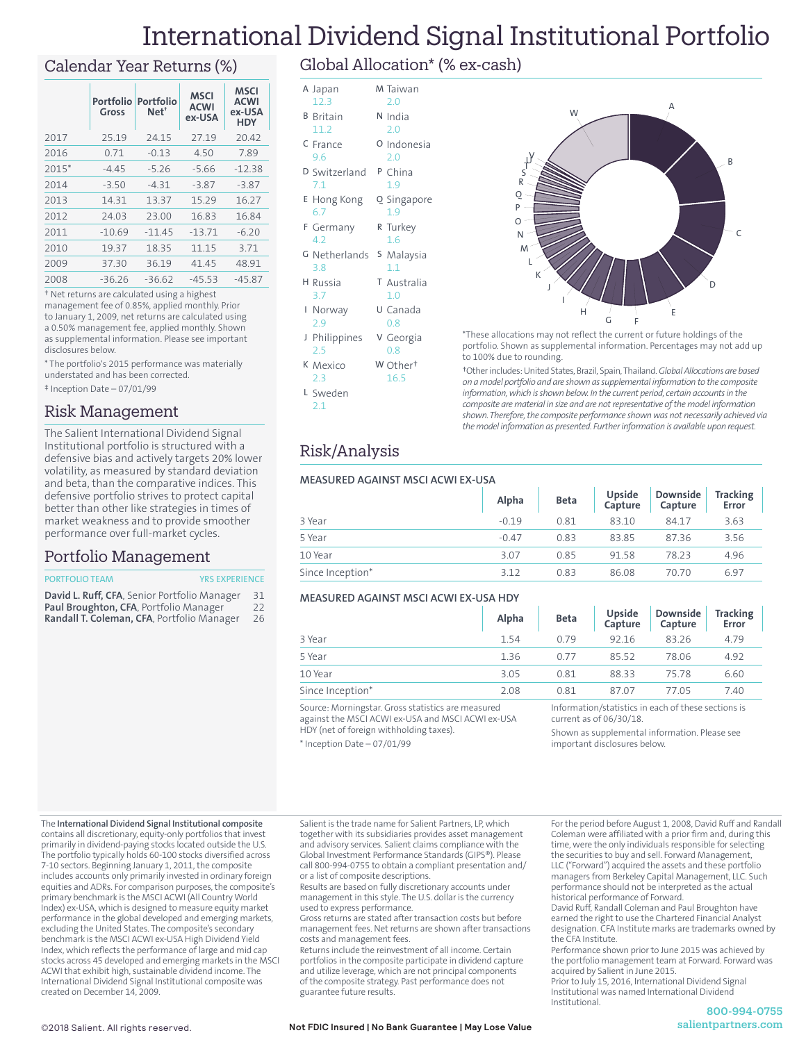# International Dividend Signal Institutional Portfolio

## Calendar Year Returns (%)

| | Portfolio Gross | Portfolio Net† | MSCI ACWI ex-USA | MSCI ACWI ex-USA HDY |
|---|---|---|---|---|
| 2017 | 25.19 | 24.15 | 27.19 | 20.42 |
| 2016 | 0.71 | -0.13 | 4.50 | 7.89 |
| 2015* | -4.45 | -5.26 | -5.66 | -12.38 |
| 2014 | -3.50 | -4.31 | -3.87 | -3.87 |
| 2013 | 14.31 | 13.37 | 15.29 | 16.27 |
| 2012 | 24.03 | 23.00 | 16.83 | 16.84 |
| 2011 | -10.69 | -11.45 | -13.71 | -6.20 |
| 2010 | 19.37 | 18.35 | 11.15 | 3.71 |
| 2009 | 37.30 | 36.19 | 41.45 | 48.91 |
| 2008 | -36.26 | -36.62 | -45.53 | -45.87 |

† Net returns are calculated using a highest management fee of 0.85%, applied monthly. Prior to January 1, 2009, net returns are calculated using a 0.50% management fee, applied monthly. Shown as supplemental information. Please see important disclosures below.

* The portfolio's 2015 performance was materially understated and has been corrected.

‡ Inception Date – 07/01/99

## Risk Management

The Salient International Dividend Signal Institutional portfolio is structured with a defensive bias and actively targets 20% lower volatility, as measured by standard deviation and beta, than the comparative indices. This defensive portfolio strives to protect capital better than other like strategies in times of market weakness and to provide smoother performance over full-market cycles.

## Portfolio Management

| PORTFOLIO TEAM | YRS EXPERIENCE |
|---|---|
| **David L. Ruff, CFA**, Senior Portfolio Manager | 31 |
| **Paul Broughton, CFA**, Portfolio Manager | 22 |
| **Randall T. Coleman, CFA**, Portfolio Manager | 26 |

## Global Allocation* (% ex-cash)

A Japan 12.3
B Britain 11.2
C France 9.6
D Switzerland 7.1
E Hong Kong 6.7
F Germany 4.2
G Netherlands 3.8
H Russia 3.7
I Norway 2.9
J Philippines 2.5
K Mexico 2.3
L Sweden 2.1
M Taiwan 2.0
N India 2.0
O Indonesia 2.0
P China 1.9
Q Singapore 1.9
R Turkey 1.6
S Malaysia 1.1
T Australia 1.0
U Canada 0.8
V Georgia 0.8
W Other† 16.5

*These allocations may not reflect the current or future holdings of the portfolio. Shown as supplemental information. Percentages may not add up to 100% due to rounding.

†Other includes: United States, Brazil, Spain, Thailand. *Global Allocations are based on a model portfolio and are shown as supplemental information to the composite information, which is shown below. In the current period, certain accounts in the composite are material in size and are not representative of the model information shown. Therefore, the composite performance shown was not necessarily achieved via the model information as presented. Further information is available upon request.*

## Risk/Analysis

### MEASURED AGAINST MSCI ACWI EX-USA

| | Alpha | Beta | Upside Capture | Downside Capture | Tracking Error |
|---|---|---|---|---|---|
| 3 Year | -0.19 | 0.81 | 83.10 | 84.17 | 3.63 |
| 5 Year | -0.47 | 0.83 | 83.85 | 87.36 | 3.56 |
| 10 Year | 3.07 | 0.85 | 91.58 | 78.23 | 4.96 |
| Since Inception* | 3.12 | 0.83 | 86.08 | 70.70 | 6.97 |

### MEASURED AGAINST MSCI ACWI EX-USA HDY

| | Alpha | Beta | Upside Capture | Downside Capture | Tracking Error |
|---|---|---|---|---|---|
| 3 Year | 1.54 | 0.79 | 92.16 | 83.26 | 4.79 |
| 5 Year | 1.36 | 0.77 | 85.52 | 78.06 | 4.92 |
| 10 Year | 3.05 | 0.81 | 88.33 | 75.78 | 6.60 |
| Since Inception* | 2.08 | 0.81 | 87.07 | 77.05 | 7.40 |

Source: Morningstar. Gross statistics are measured against the MSCI ACWI ex-USA and MSCI ACWI ex-USA HDY (net of foreign withholding taxes).

* Inception Date – 07/01/99

Information/statistics in each of these sections is current as of 06/30/18.

Shown as supplemental information. Please see important disclosures below.

The **International Dividend Signal Institutional composite** contains all discretionary, equity-only portfolios that invest primarily in dividend-paying stocks located outside the U.S. The portfolio typically holds 60-100 stocks diversified across 7-10 sectors. Beginning January 1, 2011, the composite includes accounts only primarily invested in ordinary foreign equities and ADRs. For comparison purposes, the composite's primary benchmark is the MSCI ACWI (All Country World Index) ex-USA, which is designed to measure equity market performance in the global developed and emerging markets, excluding the United States. The composite's secondary benchmark is the MSCI ACWI ex-USA High Dividend Yield Index, which reflects the performance of large and mid cap stocks across 45 developed and emerging markets in the MSCI ACWI that exhibit high, sustainable dividend income. The International Dividend Signal Institutional composite was created on December 14, 2009.

Salient is the trade name for Salient Partners, LP, which together with its subsidiaries provides asset management and advisory services. Salient claims compliance with the Global Investment Performance Standards (GIPS®). Please call 800-994-0755 to obtain a compliant presentation and/or a list of composite descriptions.

Results are based on fully discretionary accounts under management in this style. The U.S. dollar is the currency used to express performance.

Gross returns are stated after transaction costs but before management fees. Net returns are shown after transactions costs and management fees.

Returns include the reinvestment of all income. Certain portfolios in the composite participate in dividend capture and utilize leverage, which are not principal components of the composite strategy. Past performance does not guarantee future results.

For the period before August 1, 2008, David Ruff and Randall Coleman were affiliated with a prior firm and, during this time, were the only individuals responsible for selecting the securities to buy and sell. Forward Management, LLC ("Forward") acquired the assets and these portfolio managers from Berkeley Capital Management, LLC. Such performance should not be interpreted as the actual historical performance of Forward.

David Ruff, Randall Coleman and Paul Broughton have earned the right to use the Chartered Financial Analyst designation. CFA Institute marks are trademarks owned by the CFA Institute.

Performance shown prior to June 2015 was achieved by the portfolio management team at Forward. Forward was acquired by Salient in June 2015.

Prior to July 15, 2016, International Dividend Signal Institutional was named International Dividend Institutional.

800-994-0755
salientpartners.com

©2018 Salient. All rights reserved.

**Not FDIC Insured | No Bank Guarantee | May Lose Value**